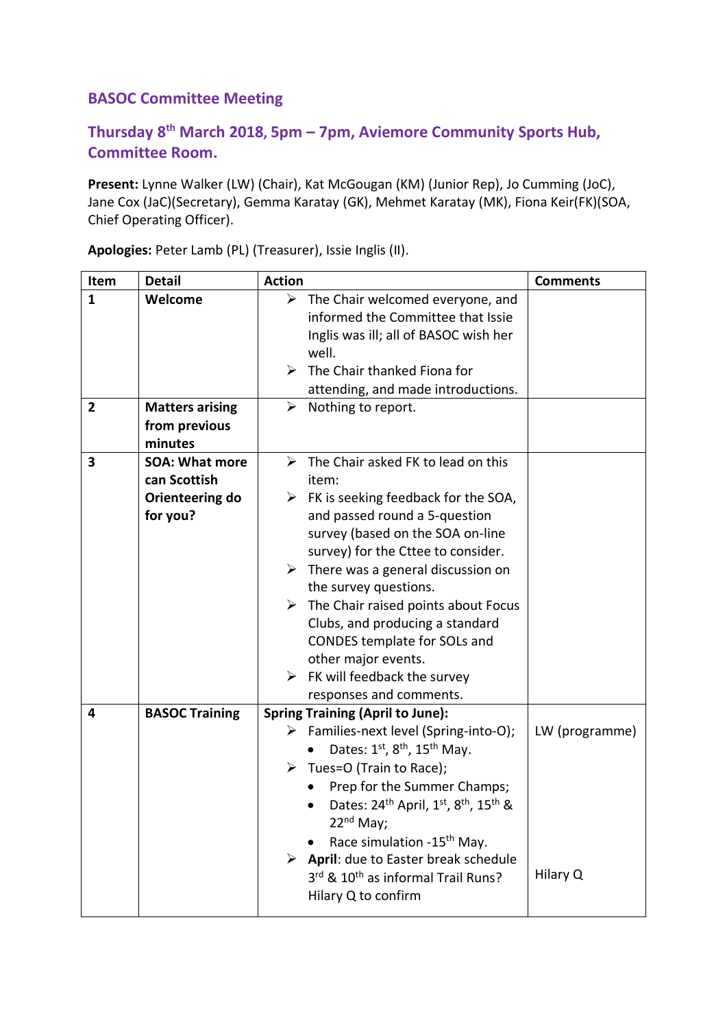## BASOC Committee Meeting

## Thursday 8th March 2018, 5pm – 7pm, Aviemore Community Sports Hub, Committee Room.

**Present:** Lynne Walker (LW) (Chair), Kat McGougan (KM) (Junior Rep), Jo Cumming (JoC), Jane Cox (JaC)(Secretary), Gemma Karatay (GK), Mehmet Karatay (MK), Fiona Keir(FK)(SOA, Chief Operating Officer).

**Apologies:** Peter Lamb (PL) (Treasurer), Issie Inglis (II).

| Item | Detail | Action | Comments |
|---|---|---|---|
| 1 | **Welcome** | ➢ The Chair welcomed everyone, and informed the Committee that Issie Inglis was ill; all of BASOC wish her well.<br>➢ The Chair thanked Fiona for attending, and made introductions. | |
| 2 | **Matters arising from previous minutes** | ➢ Nothing to report. | |
| 3 | **SOA: What more can Scottish Orienteering do for you?** | ➢ The Chair asked FK to lead on this item:<br>➢ FK is seeking feedback for the SOA, and passed round a 5-question survey (based on the SOA on-line survey) for the Cttee to consider.<br>➢ There was a general discussion on the survey questions.<br>➢ The Chair raised points about Focus Clubs, and producing a standard CONDES template for SOLs and other major events.<br>➢ FK will feedback the survey responses and comments. | |
| 4 | **BASOC Training** | **Spring Training (April to June):**<br>➢ Families-next level (Spring-into-O);<br>• Dates: 1st, 8th, 15th May.<br>➢ Tues=O (Train to Race);<br>• Prep for the Summer Champs;<br>• Dates: 24th April, 1st, 8th, 15th & 22nd May;<br>• Race simulation -15th May.<br>➢ **April**: due to Easter break schedule 3rd & 10th as informal Trail Runs? Hilary Q to confirm | LW (programme)<br><br><br><br><br><br><br><br>Hilary Q |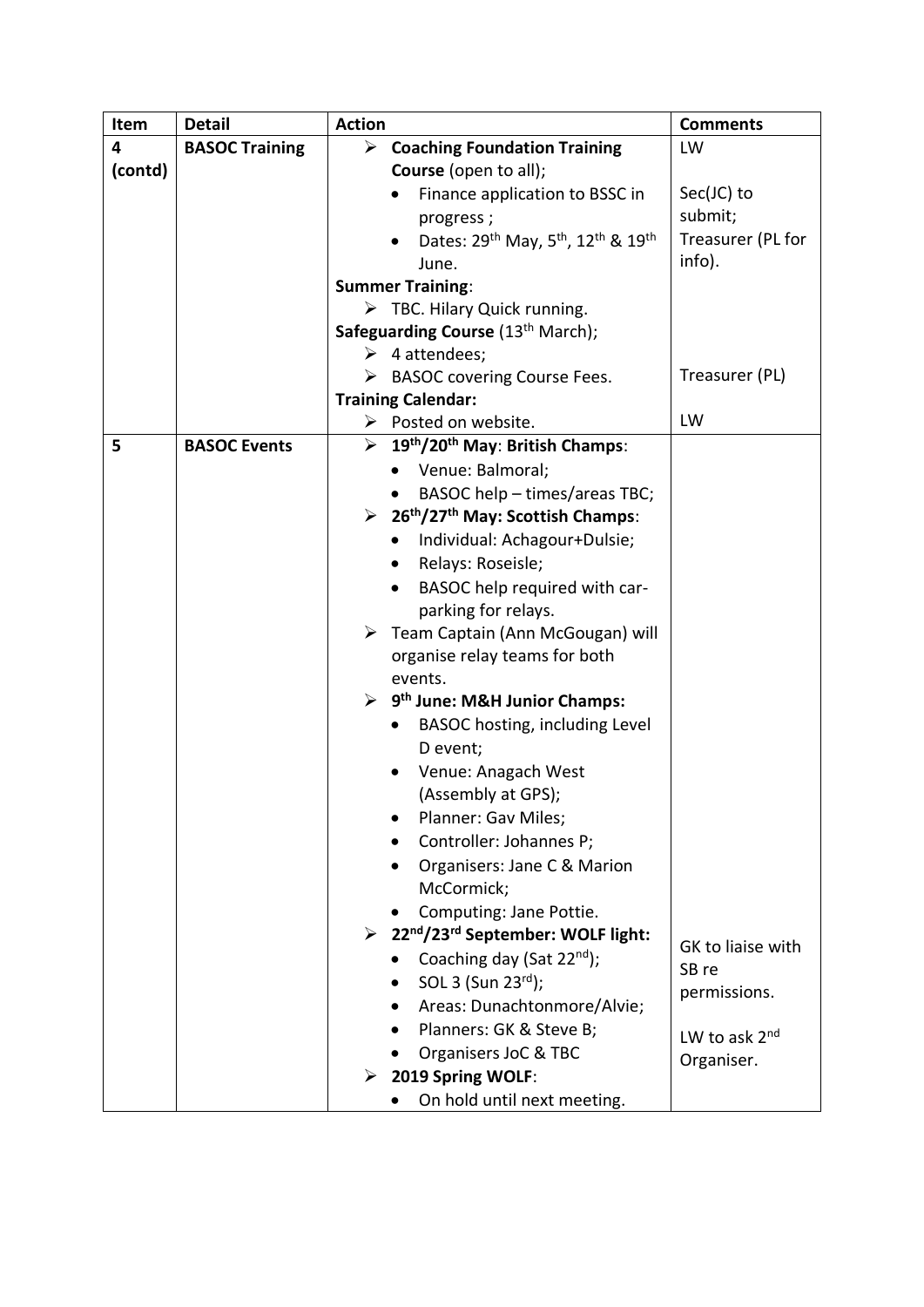| Item | Detail | Action | Comments |
|---|---|---|---|
| 4 (contd) | BASOC Training | ➢ **Coaching Foundation Training Course** (open to all);<br>• Finance application to BSSC in progress ;<br>• Dates: 29th May, 5th, 12th & 19th June.<br>**Summer Training**:<br>➢ TBC. Hilary Quick running.<br>**Safeguarding Course** (13th March);<br>➢ 4 attendees;<br>➢ BASOC covering Course Fees.<br>**Training Calendar:**<br>➢ Posted on website. | LW<br><br>Sec(JC) to submit;<br>Treasurer (PL for info).<br><br><br><br>Treasurer (PL)<br><br>LW |
| 5 | BASOC Events | ➢ **19th/20th May**: **British Champs**:<br>• Venue: Balmoral;<br>• BASOC help – times/areas TBC;<br>➢ **26th/27th May: Scottish Champs**:<br>• Individual: Achagour+Dulsie;<br>• Relays: Roseisle;<br>• BASOC help required with car-parking for relays.<br>➢ Team Captain (Ann McGougan) will organise relay teams for both events.<br>➢ **9th June: M&H Junior Champs:**<br>• BASOC hosting, including Level D event;<br>• Venue: Anagach West (Assembly at GPS);<br>• Planner: Gav Miles;<br>• Controller: Johannes P;<br>• Organisers: Jane C & Marion McCormick;<br>• Computing: Jane Pottie.<br>➢ **22nd/23rd September: WOLF light:**<br>• Coaching day (Sat 22nd);<br>• SOL 3 (Sun 23rd);<br>• Areas: Dunachtonmore/Alvie;<br>• Planners: GK & Steve B;<br>• Organisers JoC & TBC<br>➢ **2019 Spring WOLF**:<br>• On hold until next meeting. | <br><br><br><br><br><br><br><br><br><br><br><br><br><br><br><br><br>GK to liaise with SB re permissions.<br><br>LW to ask 2nd Organiser. |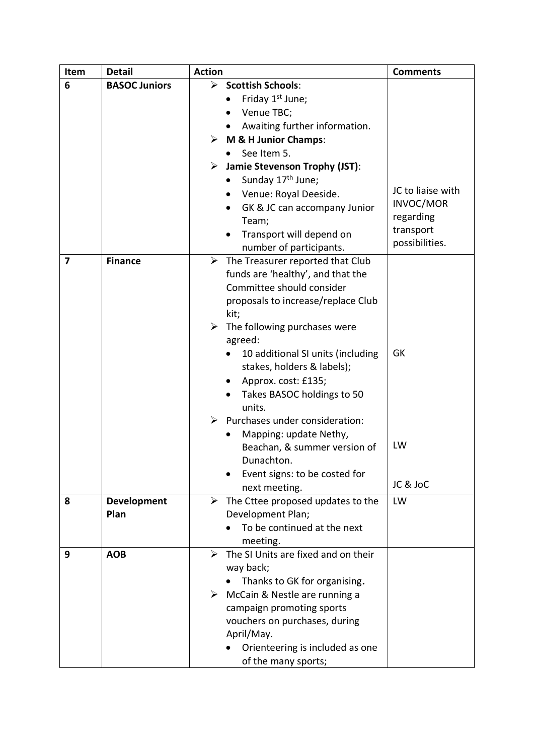| Item | Detail | Action | Comments |
|---|---|---|---|
| 6 | **BASOC Juniors** | ➢ **Scottish Schools**:<br>• Friday 1st June;<br>• Venue TBC;<br>• Awaiting further information.<br>➢ **M & H Junior Champs**:<br>• See Item 5.<br>➢ **Jamie Stevenson Trophy (JST)**:<br>• Sunday 17th June;<br>• Venue: Royal Deeside.<br>• GK & JC can accompany Junior Team;<br>• Transport will depend on number of participants. | JC to liaise with INVOC/MOR regarding transport possibilities. |
| **7** | **Finance** | ➢ The Treasurer reported that Club funds are 'healthy', and that the Committee should consider proposals to increase/replace Club kit;<br>➢ The following purchases were agreed:<br>• 10 additional SI units (including stakes, holders & labels);<br>• Approx. cost: £135;<br>• Takes BASOC holdings to 50 units.<br>➢ Purchases under consideration:<br>• Mapping: update Nethy, Beachan, & summer version of Dunachton.<br>• Event signs: to be costed for next meeting. | GK<br><br>LW<br><br>JC & JoC |
| 8 | **Development Plan** | ➢ The Cttee proposed updates to the Development Plan;<br>• To be continued at the next meeting. | LW |
| 9 | **AOB** | ➢ The SI Units are fixed and on their way back;<br>• Thanks to GK for organising.<br>➢ McCain & Nestle are running a campaign promoting sports vouchers on purchases, during April/May.<br>• Orienteering is included as one of the many sports; | |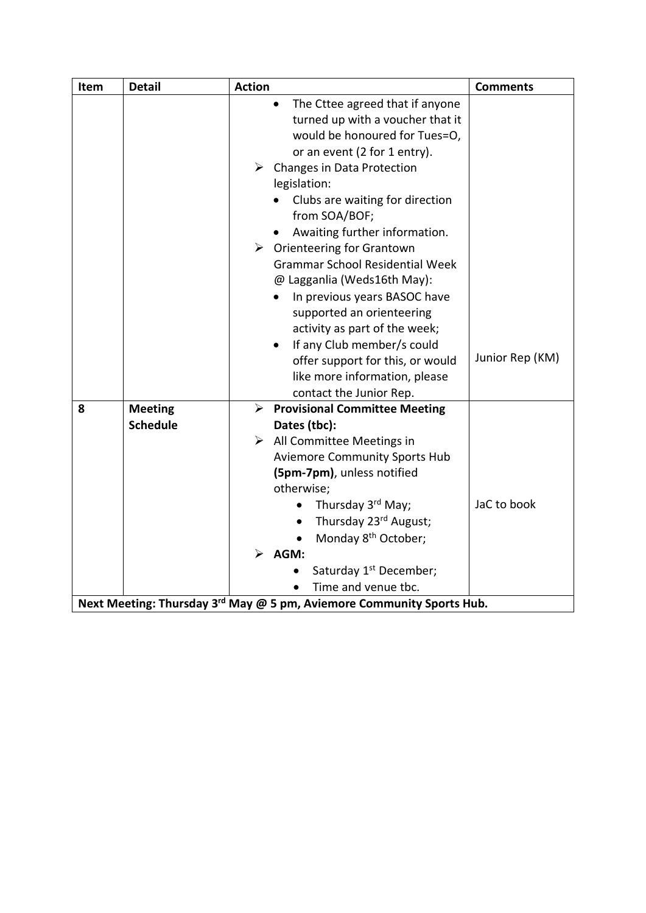| Item | Detail | Action | Comments |
|---|---|---|---|
| | | • The Cttee agreed that if anyone turned up with a voucher that it would be honoured for Tues=O, or an event (2 for 1 entry).<br>➢ Changes in Data Protection legislation:<br>• Clubs are waiting for direction from SOA/BOF;<br>• Awaiting further information.<br>➢ Orienteering for Grantown Grammar School Residential Week @ Lagganlia (Weds16th May):<br>• In previous years BASOC have supported an orienteering activity as part of the week;<br>• If any Club member/s could offer support for this, or would like more information, please contact the Junior Rep. | Junior Rep (KM) |
| **8** | **Meeting Schedule** | ➢ **Provisional Committee Meeting Dates (tbc):**<br>➢ All Committee Meetings in Aviemore Community Sports Hub **(5pm-7pm)**, unless notified otherwise;<br>• Thursday 3rd May;<br>• Thursday 23rd August;<br>• Monday 8th October;<br>➢ **AGM:**<br>• Saturday 1st December;<br>• Time and venue tbc. | JaC to book |
| **Next Meeting: Thursday 3rd May @ 5 pm, Aviemore Community Sports Hub.** | | | |